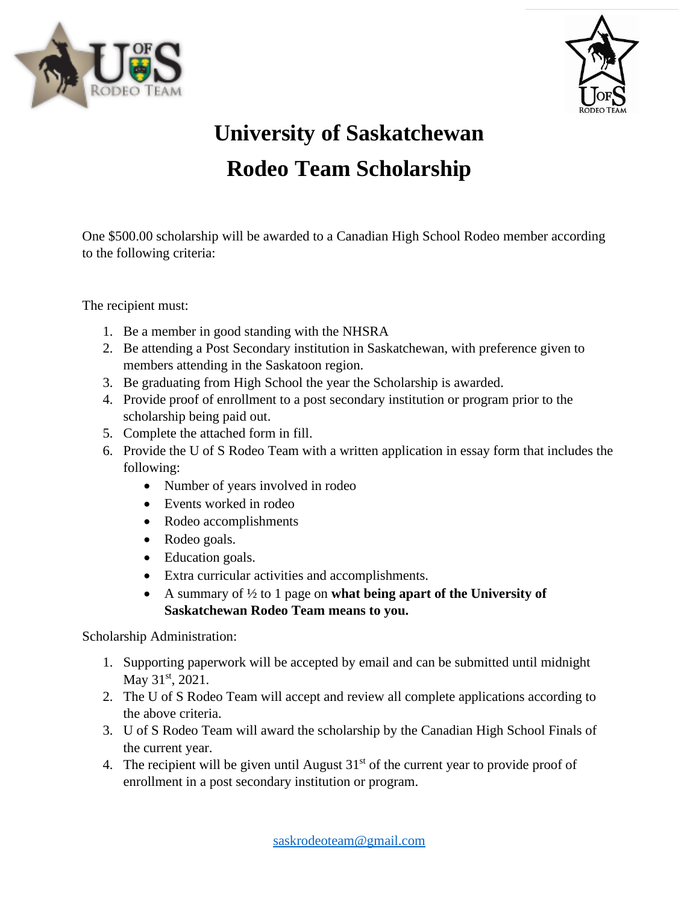# University of Saskatchewan
# Rodeo Team Scholarship

One $500.00 scholarship will be awarded to a Canadian High School Rodeo member according to the following criteria:

The recipient must:

1. Be a member in good standing with the NHSRA
2. Be attending a Post Secondary institution in Saskatchewan, with preference given to members attending in the Saskatoon region.
3. Be graduating from High School the year the Scholarship is awarded.
4. Provide proof of enrollment to a post secondary institution or program prior to the scholarship being paid out.
5. Complete the attached form in fill.
6. Provide the U of S Rodeo Team with a written application in essay form that includes the following:
   - Number of years involved in rodeo
   - Events worked in rodeo
   - Rodeo accomplishments
   - Rodeo goals.
   - Education goals.
   - Extra curricular activities and accomplishments.
   - A summary of ½ to 1 page on **what being apart of the University of Saskatchewan Rodeo Team means to you.**

Scholarship Administration:

1. Supporting paperwork will be accepted by email and can be submitted until midnight May 31st, 2021.
2. The U of S Rodeo Team will accept and review all complete applications according to the above criteria.
3. U of S Rodeo Team will award the scholarship by the Canadian High School Finals of the current year.
4. The recipient will be given until August 31st of the current year to provide proof of enrollment in a post secondary institution or program.

saskrodeoteam@gmail.com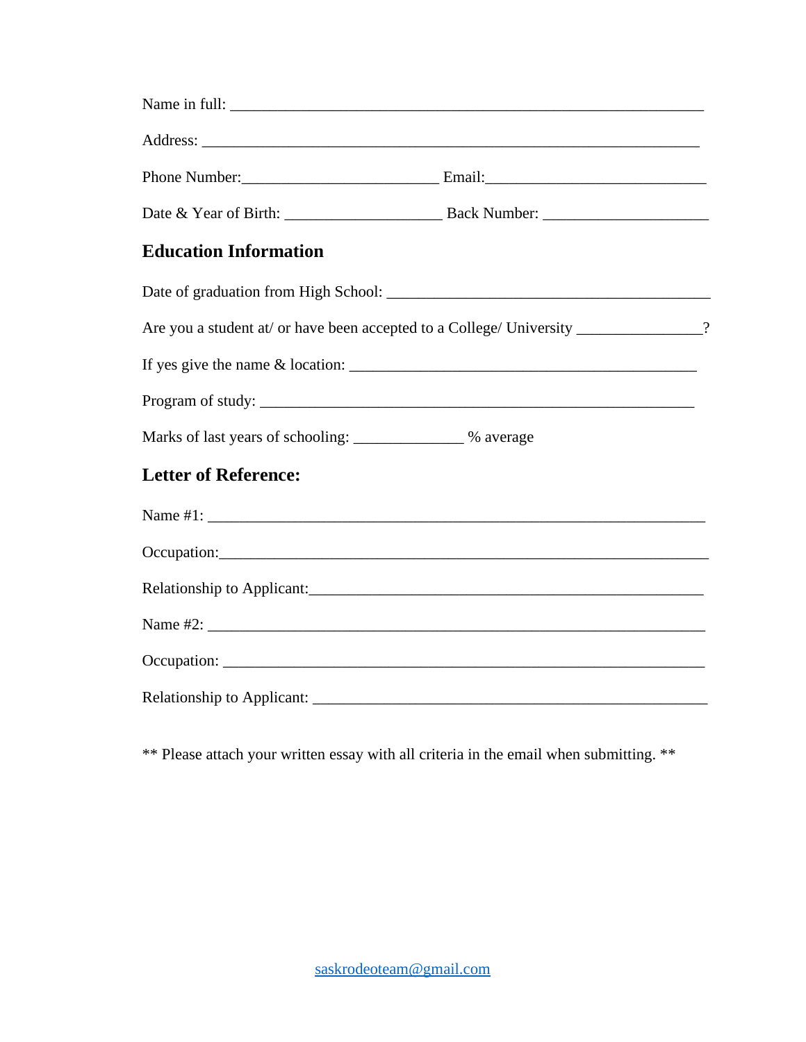Name in full: ______________________________________________________________

Address: _________________________________________________________________

Phone Number:_________________________ Email:____________________________

Date & Year of Birth: ____________________ Back Number: _____________________

## Education Information

Date of graduation from High School: ___________________________________________

Are you a student at/ or have been accepted to a College/ University ________________?

If yes give the name & location: _____________________________________________

Program of study: _________________________________________________________

Marks of last years of schooling: ______________ % average

## Letter of Reference:

Name #1: _________________________________________________________________

Occupation:_________________________________________________________________

Relationship to Applicant:___________________________________________________

Name #2: _________________________________________________________________

Occupation: ________________________________________________________________

Relationship to Applicant: ___________________________________________________

** Please attach your written essay with all criteria in the email when submitting. **

saskrodeoteam@gmail.com